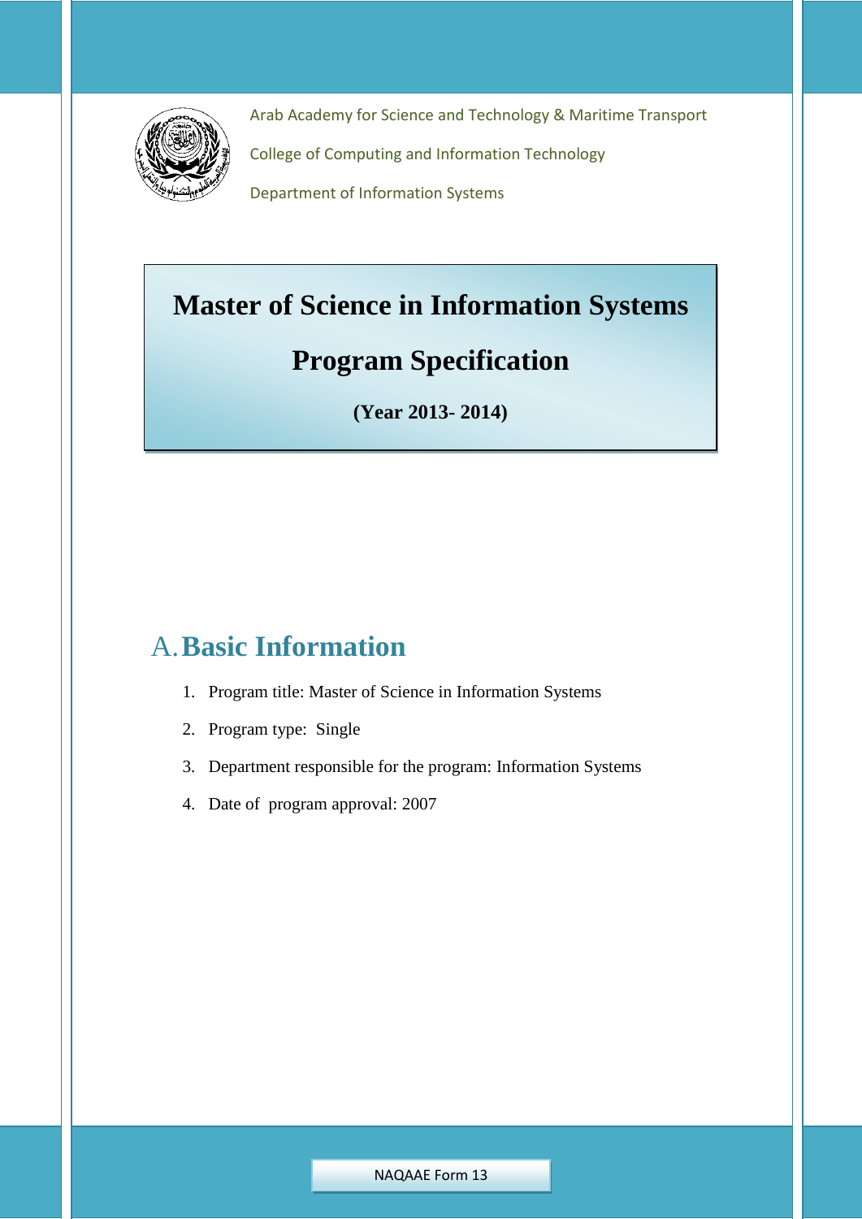Arab Academy for Science and Technology & Maritime Transport

College of Computing and Information Technology

Department of Information Systems

# Master of Science in Information Systems

# Program Specification

**(Year 2013- 2014)**

## A. Basic Information

1. Program title: Master of Science in Information Systems
2. Program type: Single
3. Department responsible for the program: Information Systems
4. Date of program approval: 2007

NAQAAE Form 13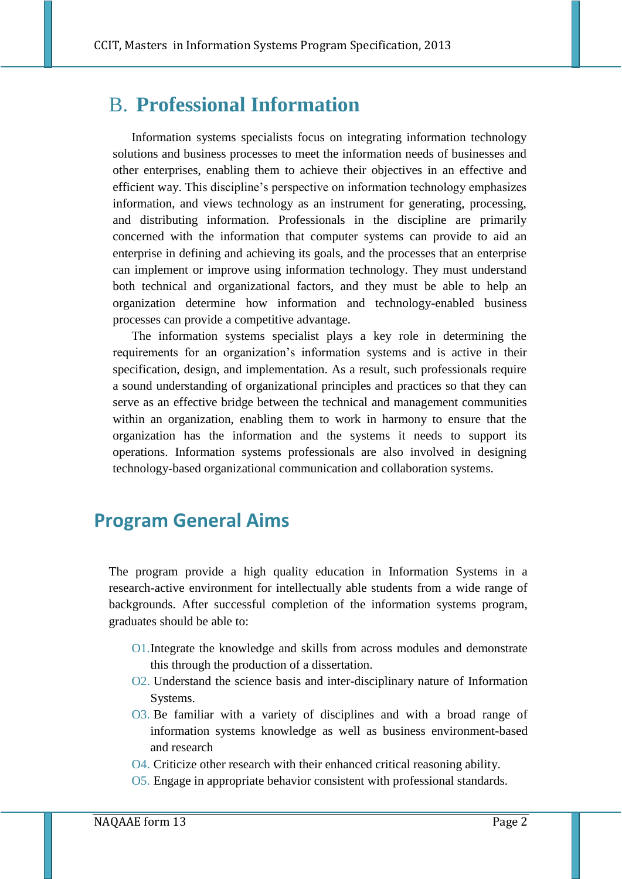# B. Professional Information

Information systems specialists focus on integrating information technology solutions and business processes to meet the information needs of businesses and other enterprises, enabling them to achieve their objectives in an effective and efficient way. This discipline's perspective on information technology emphasizes information, and views technology as an instrument for generating, processing, and distributing information. Professionals in the discipline are primarily concerned with the information that computer systems can provide to aid an enterprise in defining and achieving its goals, and the processes that an enterprise can implement or improve using information technology. They must understand both technical and organizational factors, and they must be able to help an organization determine how information and technology-enabled business processes can provide a competitive advantage.

The information systems specialist plays a key role in determining the requirements for an organization's information systems and is active in their specification, design, and implementation. As a result, such professionals require a sound understanding of organizational principles and practices so that they can serve as an effective bridge between the technical and management communities within an organization, enabling them to work in harmony to ensure that the organization has the information and the systems it needs to support its operations. Information systems professionals are also involved in designing technology-based organizational communication and collaboration systems.

## Program General Aims

The program provide a high quality education in Information Systems in a research-active environment for intellectually able students from a wide range of backgrounds. After successful completion of the information systems program, graduates should be able to:

- O1. Integrate the knowledge and skills from across modules and demonstrate this through the production of a dissertation.
- O2. Understand the science basis and inter-disciplinary nature of Information Systems.
- O3. Be familiar with a variety of disciplines and with a broad range of information systems knowledge as well as business environment-based and research
- O4. Criticize other research with their enhanced critical reasoning ability.
- O5. Engage in appropriate behavior consistent with professional standards.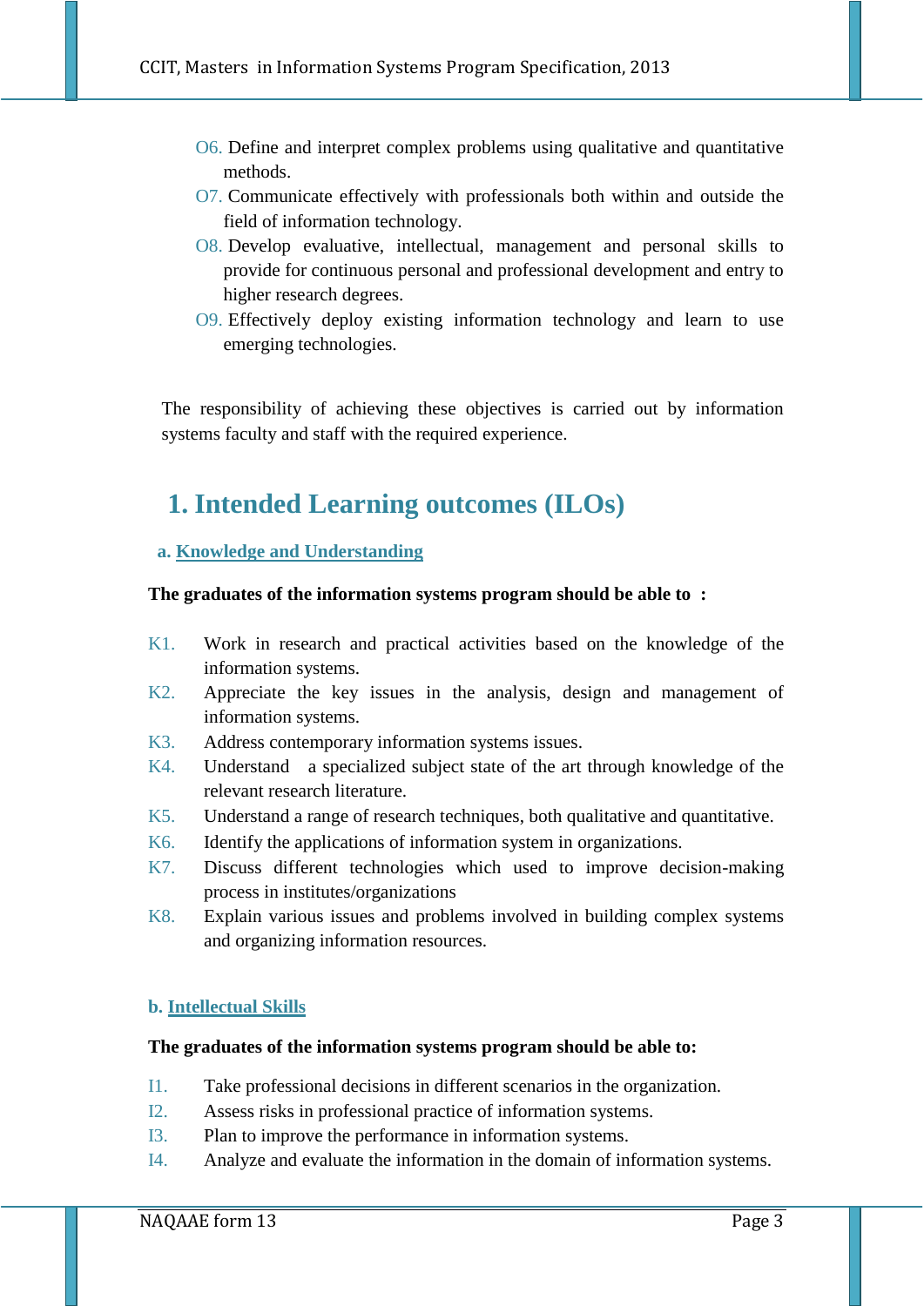O6. Define and interpret complex problems using qualitative and quantitative methods.
O7. Communicate effectively with professionals both within and outside the field of information technology.
O8. Develop evaluative, intellectual, management and personal skills to provide for continuous personal and professional development and entry to higher research degrees.
O9. Effectively deploy existing information technology and learn to use emerging technologies.

The responsibility of achieving these objectives is carried out by information systems faculty and staff with the required experience.

# 1. Intended Learning outcomes (ILOs)

## a. Knowledge and Understanding

**The graduates of the information systems program should be able to :**

K1. Work in research and practical activities based on the knowledge of the information systems.
K2. Appreciate the key issues in the analysis, design and management of information systems.
K3. Address contemporary information systems issues.
K4. Understand a specialized subject state of the art through knowledge of the relevant research literature.
K5. Understand a range of research techniques, both qualitative and quantitative.
K6. Identify the applications of information system in organizations.
K7. Discuss different technologies which used to improve decision-making process in institutes/organizations
K8. Explain various issues and problems involved in building complex systems and organizing information resources.

## b. Intellectual Skills

**The graduates of the information systems program should be able to:**

I1. Take professional decisions in different scenarios in the organization.
I2. Assess risks in professional practice of information systems.
I3. Plan to improve the performance in information systems.
I4. Analyze and evaluate the information in the domain of information systems.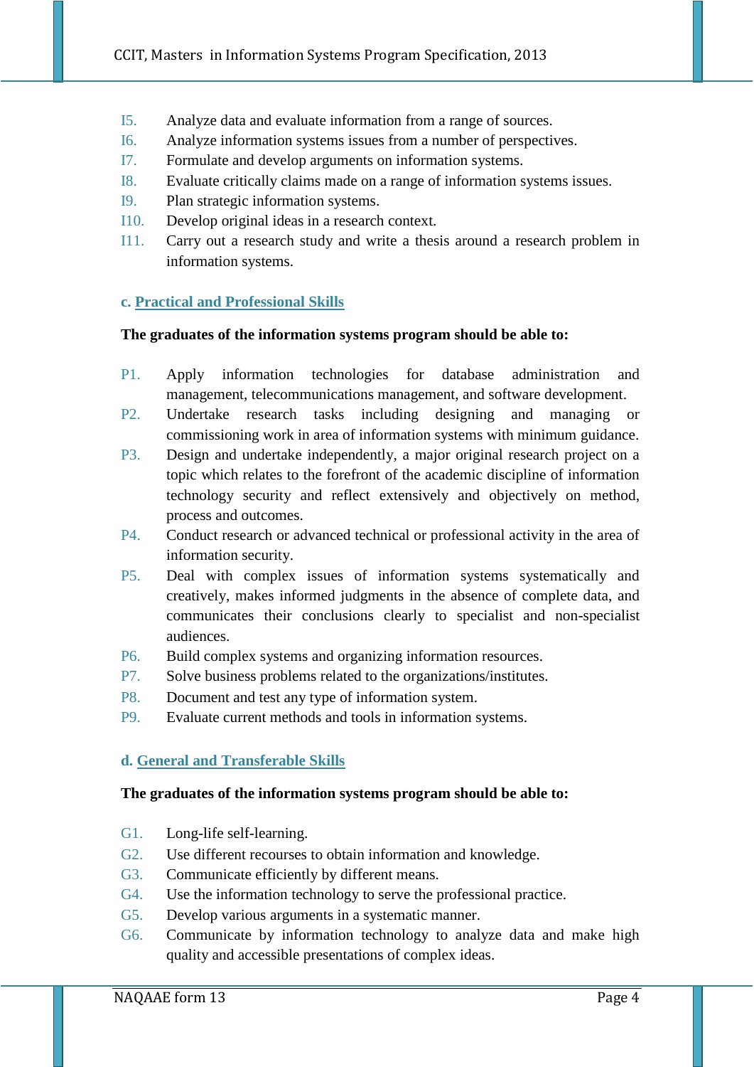I5. Analyze data and evaluate information from a range of sources.
I6. Analyze information systems issues from a number of perspectives.
I7. Formulate and develop arguments on information systems.
I8. Evaluate critically claims made on a range of information systems issues.
I9. Plan strategic information systems.
I10. Develop original ideas in a research context.
I11. Carry out a research study and write a thesis around a research problem in information systems.

### c. Practical and Professional Skills

**The graduates of the information systems program should be able to:**

P1. Apply information technologies for database administration and management, telecommunications management, and software development.
P2. Undertake research tasks including designing and managing or commissioning work in area of information systems with minimum guidance.
P3. Design and undertake independently, a major original research project on a topic which relates to the forefront of the academic discipline of information technology security and reflect extensively and objectively on method, process and outcomes.
P4. Conduct research or advanced technical or professional activity in the area of information security.
P5. Deal with complex issues of information systems systematically and creatively, makes informed judgments in the absence of complete data, and communicates their conclusions clearly to specialist and non-specialist audiences.
P6. Build complex systems and organizing information resources.
P7. Solve business problems related to the organizations/institutes.
P8. Document and test any type of information system.
P9. Evaluate current methods and tools in information systems.

### d. General and Transferable Skills

**The graduates of the information systems program should be able to:**

G1. Long-life self-learning.
G2. Use different recourses to obtain information and knowledge.
G3. Communicate efficiently by different means.
G4. Use the information technology to serve the professional practice.
G5. Develop various arguments in a systematic manner.
G6. Communicate by information technology to analyze data and make high quality and accessible presentations of complex ideas.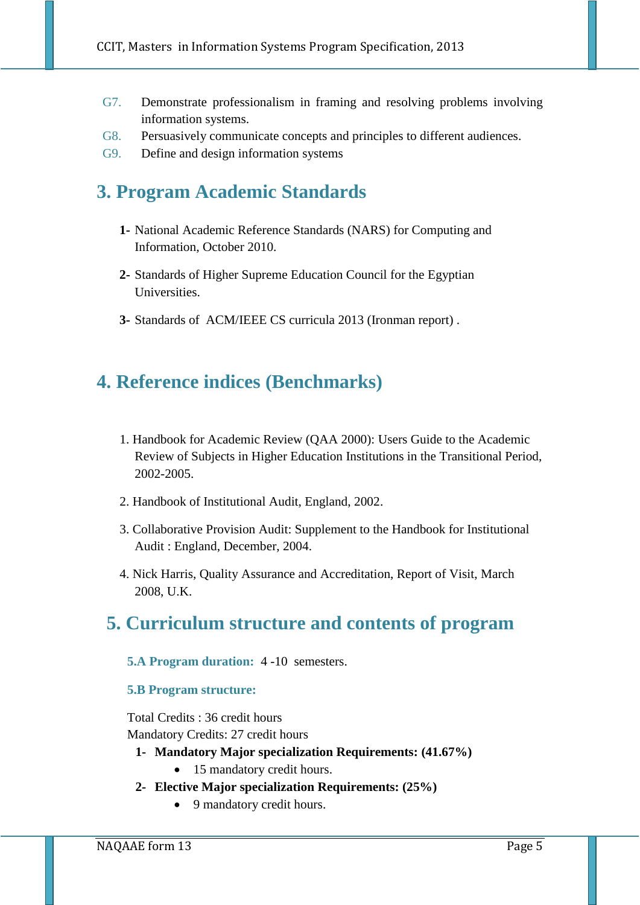G7. Demonstrate professionalism in framing and resolving problems involving information systems.
G8. Persuasively communicate concepts and principles to different audiences.
G9. Define and design information systems

# 3. Program Academic Standards

**1-** National Academic Reference Standards (NARS) for Computing and Information, October 2010.

**2-** Standards of Higher Supreme Education Council for the Egyptian Universities.

**3-** Standards of ACM/IEEE CS curricula 2013 (Ironman report) .

# 4. Reference indices (Benchmarks)

1. Handbook for Academic Review (QAA 2000): Users Guide to the Academic Review of Subjects in Higher Education Institutions in the Transitional Period, 2002-2005.
2. Handbook of Institutional Audit, England, 2002.
3. Collaborative Provision Audit: Supplement to the Handbook for Institutional Audit : England, December, 2004.
4. Nick Harris, Quality Assurance and Accreditation, Report of Visit, March 2008, U.K.

# 5. Curriculum structure and contents of program

### 5.A Program duration: 4 -10 semesters.

### 5.B Program structure:

Total Credits : 36 credit hours
Mandatory Credits: 27 credit hours

**1- Mandatory Major specialization Requirements: (41.67%)**

- 15 mandatory credit hours.

**2- Elective Major specialization Requirements: (25%)**

- 9 mandatory credit hours.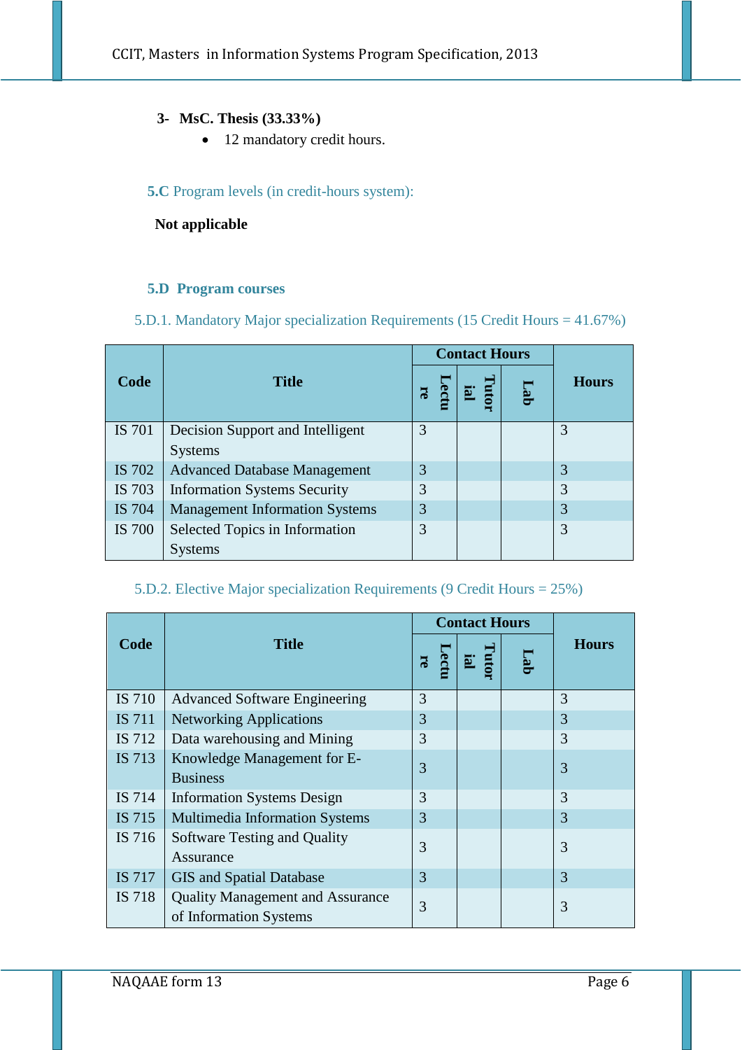3- **MsC. Thesis (33.33%)**

- 12 mandatory credit hours.

### 5.C Program levels (in credit-hours system):

**Not applicable**

## 5.D Program courses

### 5.D.1. Mandatory Major specialization Requirements (15 Credit Hours = 41.67%)

| Code | Title | Contact Hours | | | Hours |
|---|---|---|---|---|---|
| | | Lecture | Tutorial | Lab | |
| IS 701 | Decision Support and Intelligent Systems | 3 | | | 3 |
| IS 702 | Advanced Database Management | 3 | | | 3 |
| IS 703 | Information Systems Security | 3 | | | 3 |
| IS 704 | Management Information Systems | 3 | | | 3 |
| IS 700 | Selected Topics in Information Systems | 3 | | | 3 |

### 5.D.2. Elective Major specialization Requirements (9 Credit Hours = 25%)

| Code | Title | Contact Hours | | | Hours |
|---|---|---|---|---|---|
| | | Lecture | Tutorial | Lab | |
| IS 710 | Advanced Software Engineering | 3 | | | 3 |
| IS 711 | Networking Applications | 3 | | | 3 |
| IS 712 | Data warehousing and Mining | 3 | | | 3 |
| IS 713 | Knowledge Management for E-Business | 3 | | | 3 |
| IS 714 | Information Systems Design | 3 | | | 3 |
| IS 715 | Multimedia Information Systems | 3 | | | 3 |
| IS 716 | Software Testing and Quality Assurance | 3 | | | 3 |
| IS 717 | GIS and Spatial Database | 3 | | | 3 |
| IS 718 | Quality Management and Assurance of Information Systems | 3 | | | 3 |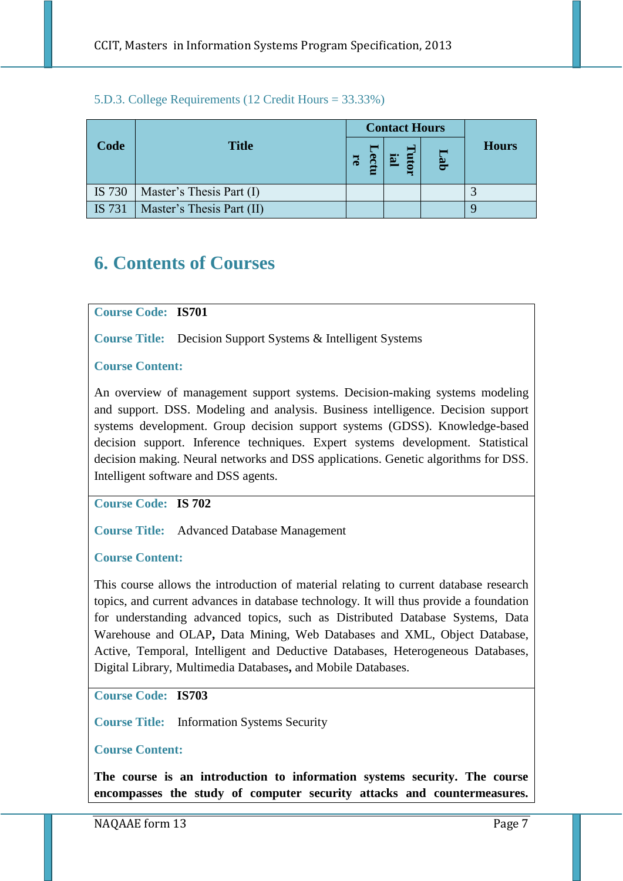5.D.3. College Requirements (12 Credit Hours = 33.33%)

| Code | Title | Contact Hours | | | Hours |
|---|---|---|---|---|---|
| | | Lecture | Tutorial | Lab | |
| IS 730 | Master's Thesis Part (I) | | | | 3 |
| IS 731 | Master's Thesis Part (II) | | | | 9 |

# 6. Contents of Courses

**Course Code:** **IS701**

**Course Title:** Decision Support Systems & Intelligent Systems

**Course Content:**

An overview of management support systems. Decision-making systems modeling and support. DSS. Modeling and analysis. Business intelligence. Decision support systems development. Group decision support systems (GDSS). Knowledge-based decision support. Inference techniques. Expert systems development. Statistical decision making. Neural networks and DSS applications. Genetic algorithms for DSS. Intelligent software and DSS agents.

**Course Code:** **IS 702**

**Course Title:** Advanced Database Management

**Course Content:**

This course allows the introduction of material relating to current database research topics, and current advances in database technology. It will thus provide a foundation for understanding advanced topics, such as Distributed Database Systems, Data Warehouse and OLAP**,** Data Mining, Web Databases and XML, Object Database, Active, Temporal, Intelligent and Deductive Databases, Heterogeneous Databases, Digital Library, Multimedia Databases**,** and Mobile Databases.

**Course Code:** **IS703**

**Course Title:** Information Systems Security

**Course Content:**

**The course is an introduction to information systems security. The course encompasses the study of computer security attacks and countermeasures.**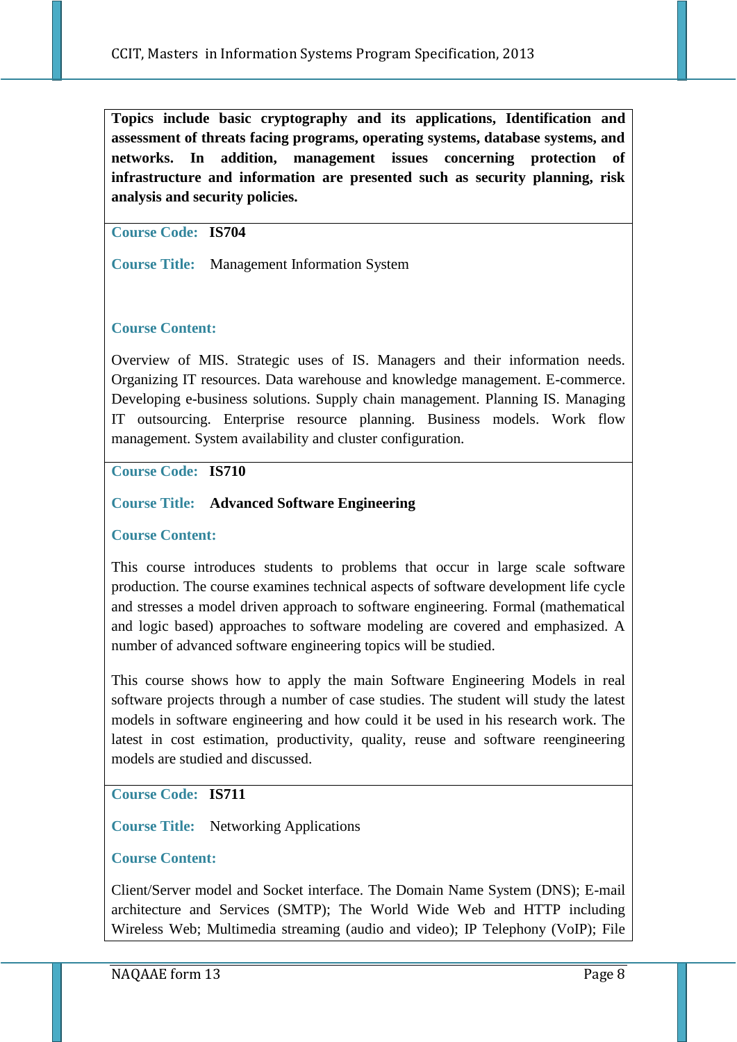**Topics include basic cryptography and its applications, Identification and assessment of threats facing programs, operating systems, database systems, and networks. In addition, management issues concerning protection of infrastructure and information are presented such as security planning, risk analysis and security policies.**

**Course Code:** **IS704**

**Course Title:** Management Information System

**Course Content:**

Overview of MIS. Strategic uses of IS. Managers and their information needs. Organizing IT resources. Data warehouse and knowledge management. E-commerce. Developing e-business solutions. Supply chain management. Planning IS. Managing IT outsourcing. Enterprise resource planning. Business models. Work flow management. System availability and cluster configuration.

**Course Code:** **IS710**

**Course Title:** **Advanced Software Engineering**

**Course Content:**

This course introduces students to problems that occur in large scale software production. The course examines technical aspects of software development life cycle and stresses a model driven approach to software engineering. Formal (mathematical and logic based) approaches to software modeling are covered and emphasized. A number of advanced software engineering topics will be studied.

This course shows how to apply the main Software Engineering Models in real software projects through a number of case studies. The student will study the latest models in software engineering and how could it be used in his research work. The latest in cost estimation, productivity, quality, reuse and software reengineering models are studied and discussed.

**Course Code:** **IS711**

**Course Title:** Networking Applications

**Course Content:**

Client/Server model and Socket interface. The Domain Name System (DNS); E-mail architecture and Services (SMTP); The World Wide Web and HTTP including Wireless Web; Multimedia streaming (audio and video); IP Telephony (VoIP); File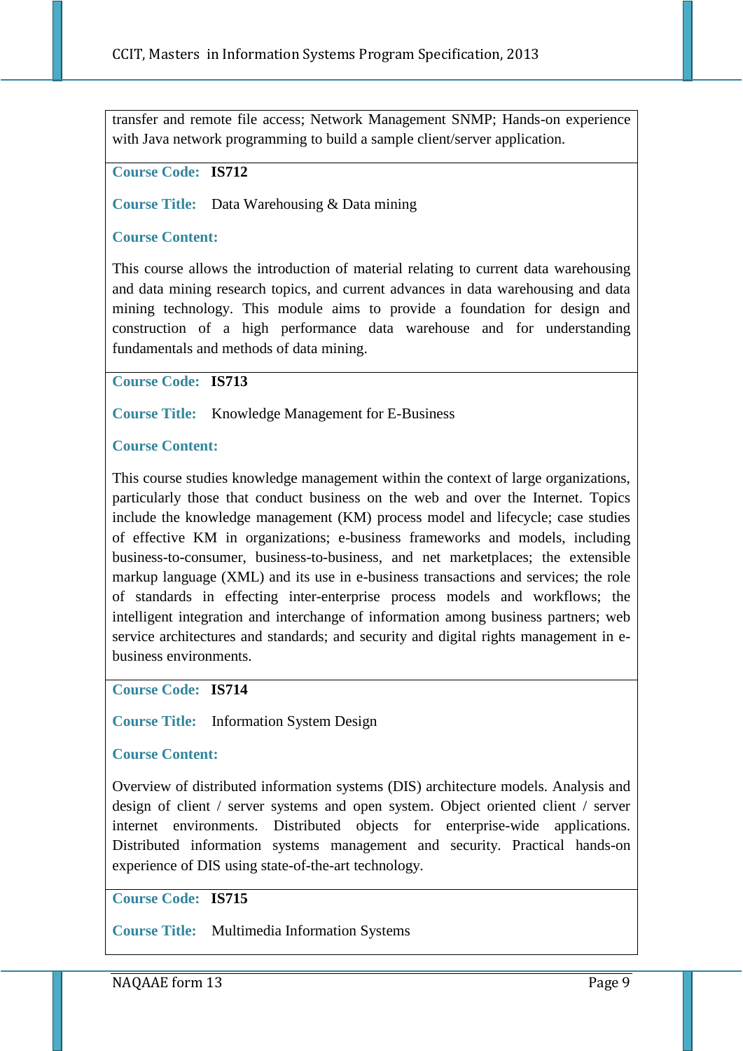transfer and remote file access; Network Management SNMP; Hands-on experience with Java network programming to build a sample client/server application.

**Course Code:** **IS712**

**Course Title:** Data Warehousing & Data mining

**Course Content:**

This course allows the introduction of material relating to current data warehousing and data mining research topics, and current advances in data warehousing and data mining technology. This module aims to provide a foundation for design and construction of a high performance data warehouse and for understanding fundamentals and methods of data mining.

**Course Code:** **IS713**

**Course Title:** Knowledge Management for E-Business

**Course Content:**

This course studies knowledge management within the context of large organizations, particularly those that conduct business on the web and over the Internet. Topics include the knowledge management (KM) process model and lifecycle; case studies of effective KM in organizations; e-business frameworks and models, including business-to-consumer, business-to-business, and net marketplaces; the extensible markup language (XML) and its use in e-business transactions and services; the role of standards in effecting inter-enterprise process models and workflows; the intelligent integration and interchange of information among business partners; web service architectures and standards; and security and digital rights management in e-business environments.

**Course Code:** **IS714**

**Course Title:** Information System Design

**Course Content:**

Overview of distributed information systems (DIS) architecture models. Analysis and design of client / server systems and open system. Object oriented client / server internet environments. Distributed objects for enterprise-wide applications. Distributed information systems management and security. Practical hands-on experience of DIS using state-of-the-art technology.

**Course Code:** **IS715**

**Course Title:** Multimedia Information Systems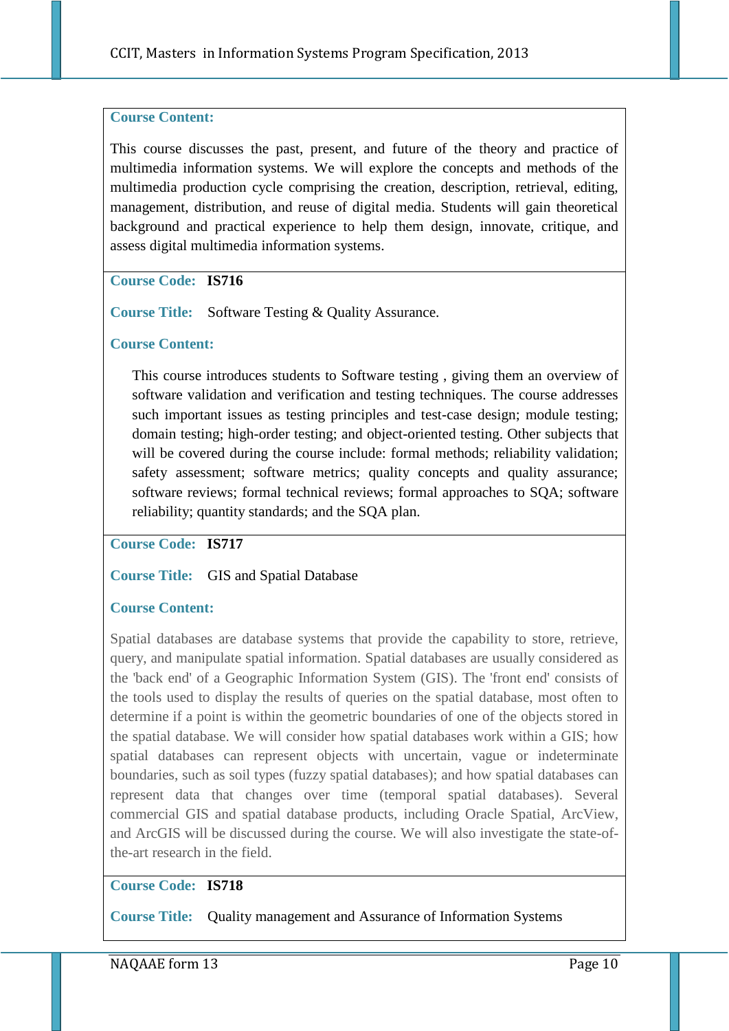**Course Content:**

This course discusses the past, present, and future of the theory and practice of multimedia information systems. We will explore the concepts and methods of the multimedia production cycle comprising the creation, description, retrieval, editing, management, distribution, and reuse of digital media. Students will gain theoretical background and practical experience to help them design, innovate, critique, and assess digital multimedia information systems.

**Course Code:** **IS716**

**Course Title:** Software Testing & Quality Assurance.

**Course Content:**

This course introduces students to Software testing , giving them an overview of software validation and verification and testing techniques. The course addresses such important issues as testing principles and test-case design; module testing; domain testing; high-order testing; and object-oriented testing. Other subjects that will be covered during the course include: formal methods; reliability validation; safety assessment; software metrics; quality concepts and quality assurance; software reviews; formal technical reviews; formal approaches to SQA; software reliability; quantity standards; and the SQA plan.

**Course Code:** **IS717**

**Course Title:** GIS and Spatial Database

**Course Content:**

Spatial databases are database systems that provide the capability to store, retrieve, query, and manipulate spatial information. Spatial databases are usually considered as the 'back end' of a Geographic Information System (GIS). The 'front end' consists of the tools used to display the results of queries on the spatial database, most often to determine if a point is within the geometric boundaries of one of the objects stored in the spatial database. We will consider how spatial databases work within a GIS; how spatial databases can represent objects with uncertain, vague or indeterminate boundaries, such as soil types (fuzzy spatial databases); and how spatial databases can represent data that changes over time (temporal spatial databases). Several commercial GIS and spatial database products, including Oracle Spatial, ArcView, and ArcGIS will be discussed during the course. We will also investigate the state-of-the-art research in the field.

**Course Code:** **IS718**

**Course Title:** Quality management and Assurance of Information Systems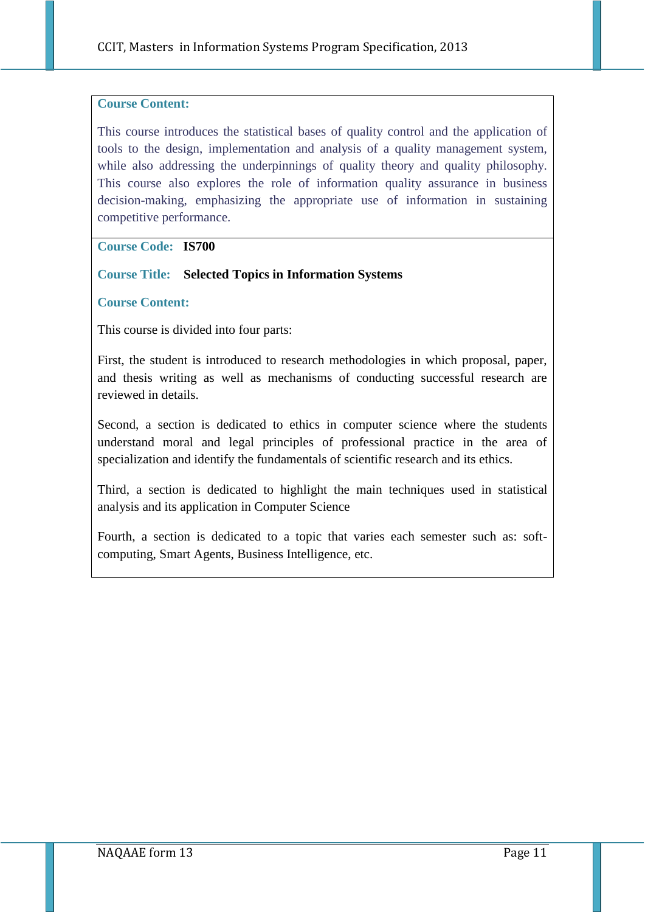**Course Content:**

This course introduces the statistical bases of quality control and the application of tools to the design, implementation and analysis of a quality management system, while also addressing the underpinnings of quality theory and quality philosophy. This course also explores the role of information quality assurance in business decision-making, emphasizing the appropriate use of information in sustaining competitive performance.

**Course Code:** **IS700**

**Course Title:** **Selected Topics in Information Systems**

**Course Content:**

This course is divided into four parts:

First, the student is introduced to research methodologies in which proposal, paper, and thesis writing as well as mechanisms of conducting successful research are reviewed in details.

Second, a section is dedicated to ethics in computer science where the students understand moral and legal principles of professional practice in the area of specialization and identify the fundamentals of scientific research and its ethics.

Third, a section is dedicated to highlight the main techniques used in statistical analysis and its application in Computer Science

Fourth, a section is dedicated to a topic that varies each semester such as: soft-computing, Smart Agents, Business Intelligence, etc.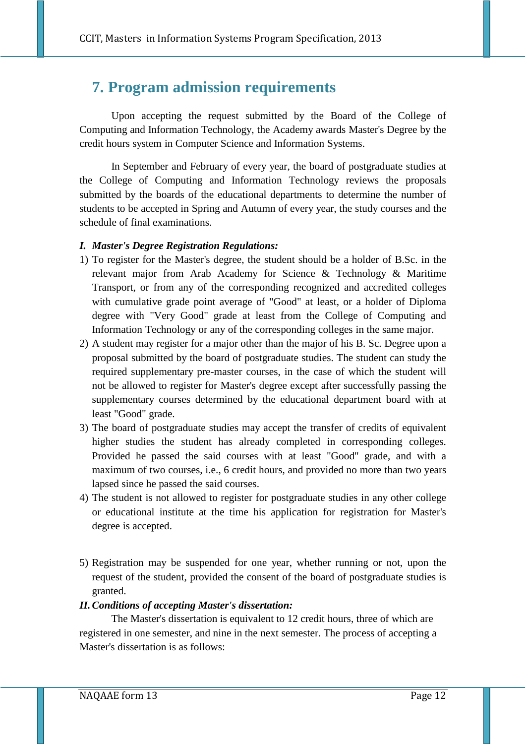## 7. Program admission requirements

Upon accepting the request submitted by the Board of the College of Computing and Information Technology, the Academy awards Master's Degree by the credit hours system in Computer Science and Information Systems.

In September and February of every year, the board of postgraduate studies at the College of Computing and Information Technology reviews the proposals submitted by the boards of the educational departments to determine the number of students to be accepted in Spring and Autumn of every year, the study courses and the schedule of final examinations.

***I. Master's Degree Registration Regulations:***

1) To register for the Master's degree, the student should be a holder of B.Sc. in the relevant major from Arab Academy for Science & Technology & Maritime Transport, or from any of the corresponding recognized and accredited colleges with cumulative grade point average of "Good" at least, or a holder of Diploma degree with "Very Good" grade at least from the College of Computing and Information Technology or any of the corresponding colleges in the same major.
2) A student may register for a major other than the major of his B. Sc. Degree upon a proposal submitted by the board of postgraduate studies. The student can study the required supplementary pre-master courses, in the case of which the student will not be allowed to register for Master's degree except after successfully passing the supplementary courses determined by the educational department board with at least "Good" grade.
3) The board of postgraduate studies may accept the transfer of credits of equivalent higher studies the student has already completed in corresponding colleges. Provided he passed the said courses with at least "Good" grade, and with a maximum of two courses, i.e., 6 credit hours, and provided no more than two years lapsed since he passed the said courses.
4) The student is not allowed to register for postgraduate studies in any other college or educational institute at the time his application for registration for Master's degree is accepted.
5) Registration may be suspended for one year, whether running or not, upon the request of the student, provided the consent of the board of postgraduate studies is granted.

***II. Conditions of accepting Master's dissertation:***

The Master's dissertation is equivalent to 12 credit hours, three of which are registered in one semester, and nine in the next semester. The process of accepting a Master's dissertation is as follows: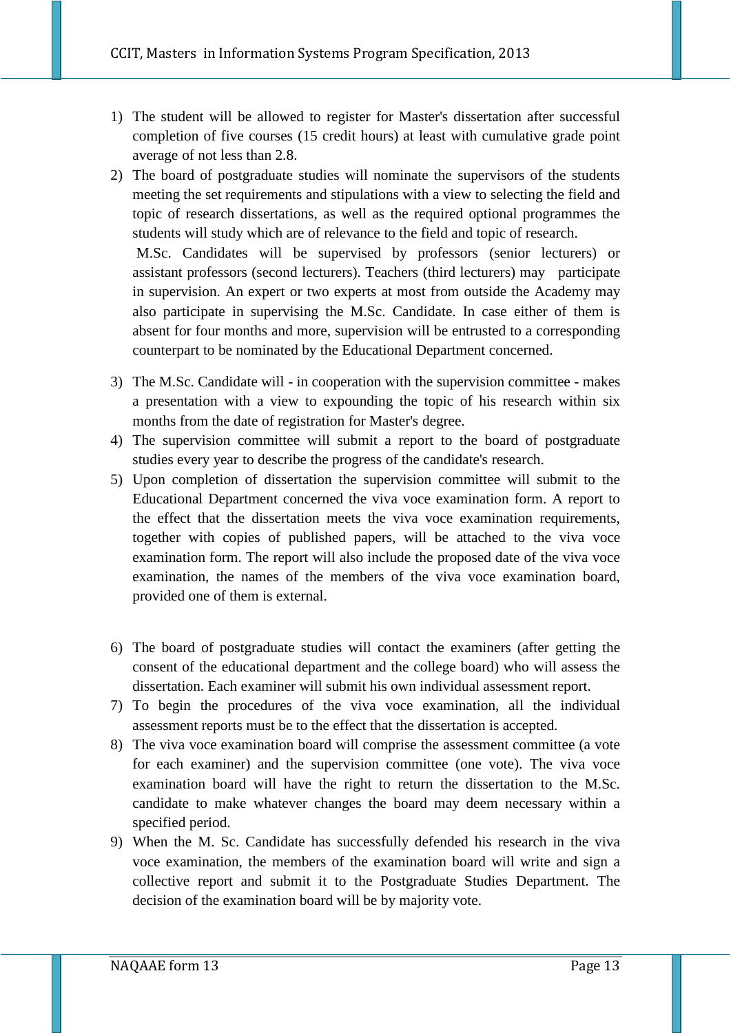1) The student will be allowed to register for Master's dissertation after successful completion of five courses (15 credit hours) at least with cumulative grade point average of not less than 2.8.
2) The board of postgraduate studies will nominate the supervisors of the students meeting the set requirements and stipulations with a view to selecting the field and topic of research dissertations, as well as the required optional programmes the students will study which are of relevance to the field and topic of research.

   M.Sc. Candidates will be supervised by professors (senior lecturers) or assistant professors (second lecturers). Teachers (third lecturers) may participate in supervision. An expert or two experts at most from outside the Academy may also participate in supervising the M.Sc. Candidate. In case either of them is absent for four months and more, supervision will be entrusted to a corresponding counterpart to be nominated by the Educational Department concerned.

3) The M.Sc. Candidate will - in cooperation with the supervision committee - makes a presentation with a view to expounding the topic of his research within six months from the date of registration for Master's degree.
4) The supervision committee will submit a report to the board of postgraduate studies every year to describe the progress of the candidate's research.
5) Upon completion of dissertation the supervision committee will submit to the Educational Department concerned the viva voce examination form. A report to the effect that the dissertation meets the viva voce examination requirements, together with copies of published papers, will be attached to the viva voce examination form. The report will also include the proposed date of the viva voce examination, the names of the members of the viva voce examination board, provided one of them is external.

6) The board of postgraduate studies will contact the examiners (after getting the consent of the educational department and the college board) who will assess the dissertation. Each examiner will submit his own individual assessment report.
7) To begin the procedures of the viva voce examination, all the individual assessment reports must be to the effect that the dissertation is accepted.
8) The viva voce examination board will comprise the assessment committee (a vote for each examiner) and the supervision committee (one vote). The viva voce examination board will have the right to return the dissertation to the M.Sc. candidate to make whatever changes the board may deem necessary within a specified period.
9) When the M. Sc. Candidate has successfully defended his research in the viva voce examination, the members of the examination board will write and sign a collective report and submit it to the Postgraduate Studies Department. The decision of the examination board will be by majority vote.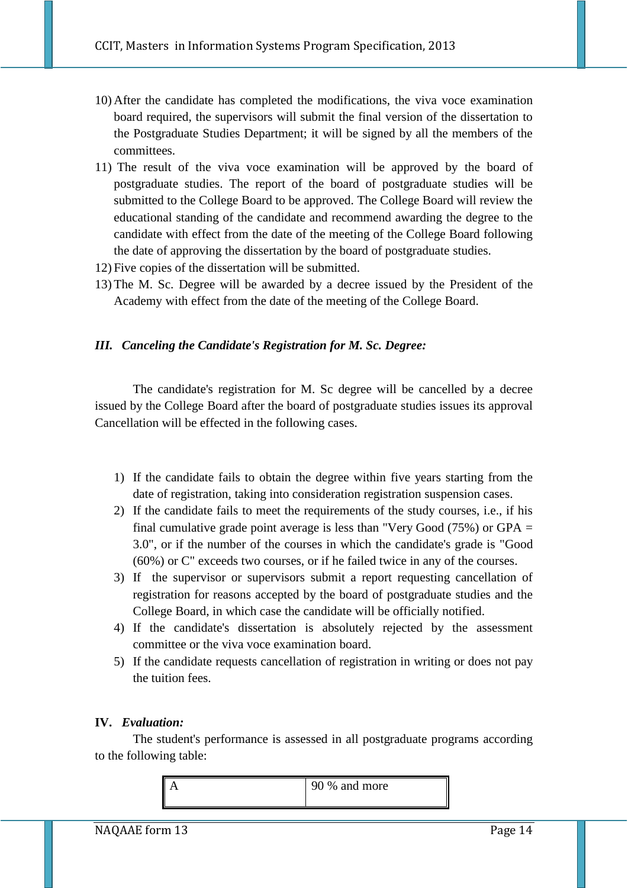10) After the candidate has completed the modifications, the viva voce examination board required, the supervisors will submit the final version of the dissertation to the Postgraduate Studies Department; it will be signed by all the members of the committees.
11) The result of the viva voce examination will be approved by the board of postgraduate studies. The report of the board of postgraduate studies will be submitted to the College Board to be approved. The College Board will review the educational standing of the candidate and recommend awarding the degree to the candidate with effect from the date of the meeting of the College Board following the date of approving the dissertation by the board of postgraduate studies.
12) Five copies of the dissertation will be submitted.
13) The M. Sc. Degree will be awarded by a decree issued by the President of the Academy with effect from the date of the meeting of the College Board.

### III. *Canceling the Candidate's Registration for M. Sc. Degree:*

The candidate's registration for M. Sc degree will be cancelled by a decree issued by the College Board after the board of postgraduate studies issues its approval Cancellation will be effected in the following cases.

1) If the candidate fails to obtain the degree within five years starting from the date of registration, taking into consideration registration suspension cases.
2) If the candidate fails to meet the requirements of the study courses, i.e., if his final cumulative grade point average is less than "Very Good (75%) or GPA = 3.0", or if the number of the courses in which the candidate's grade is "Good (60%) or C" exceeds two courses, or if he failed twice in any of the courses.
3) If the supervisor or supervisors submit a report requesting cancellation of registration for reasons accepted by the board of postgraduate studies and the College Board, in which case the candidate will be officially notified.
4) If the candidate's dissertation is absolutely rejected by the assessment committee or the viva voce examination board.
5) If the candidate requests cancellation of registration in writing or does not pay the tuition fees.

### IV. *Evaluation:*

The student's performance is assessed in all postgraduate programs according to the following table:

| | |
|---|---|
| A | 90 % and more |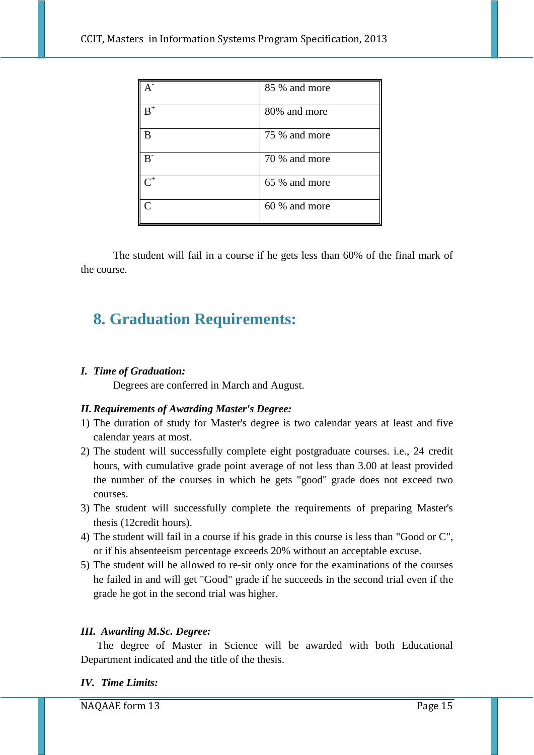| | |
|---|---|
| $A^-$ | 85 % and more |
| $B^+$ | 80% and more |
| B | 75 % and more |
| $B^-$ | 70 % and more |
| $C^+$ | 65 % and more |
| C | 60 % and more |

The student will fail in a course if he gets less than 60% of the final mark of the course.

## 8. Graduation Requirements:

***I. Time of Graduation:***

Degrees are conferred in March and August.

***II. Requirements of Awarding Master's Degree:***

1) The duration of study for Master's degree is two calendar years at least and five calendar years at most.
2) The student will successfully complete eight postgraduate courses. i.e., 24 credit hours, with cumulative grade point average of not less than 3.00 at least provided the number of the courses in which he gets "good" grade does not exceed two courses.
3) The student will successfully complete the requirements of preparing Master's thesis (12credit hours).
4) The student will fail in a course if his grade in this course is less than "Good or C", or if his absenteeism percentage exceeds 20% without an acceptable excuse.
5) The student will be allowed to re-sit only once for the examinations of the courses he failed in and will get "Good" grade if he succeeds in the second trial even if the grade he got in the second trial was higher.

***III. Awarding M.Sc. Degree:***

The degree of Master in Science will be awarded with both Educational Department indicated and the title of the thesis.

***IV. Time Limits:***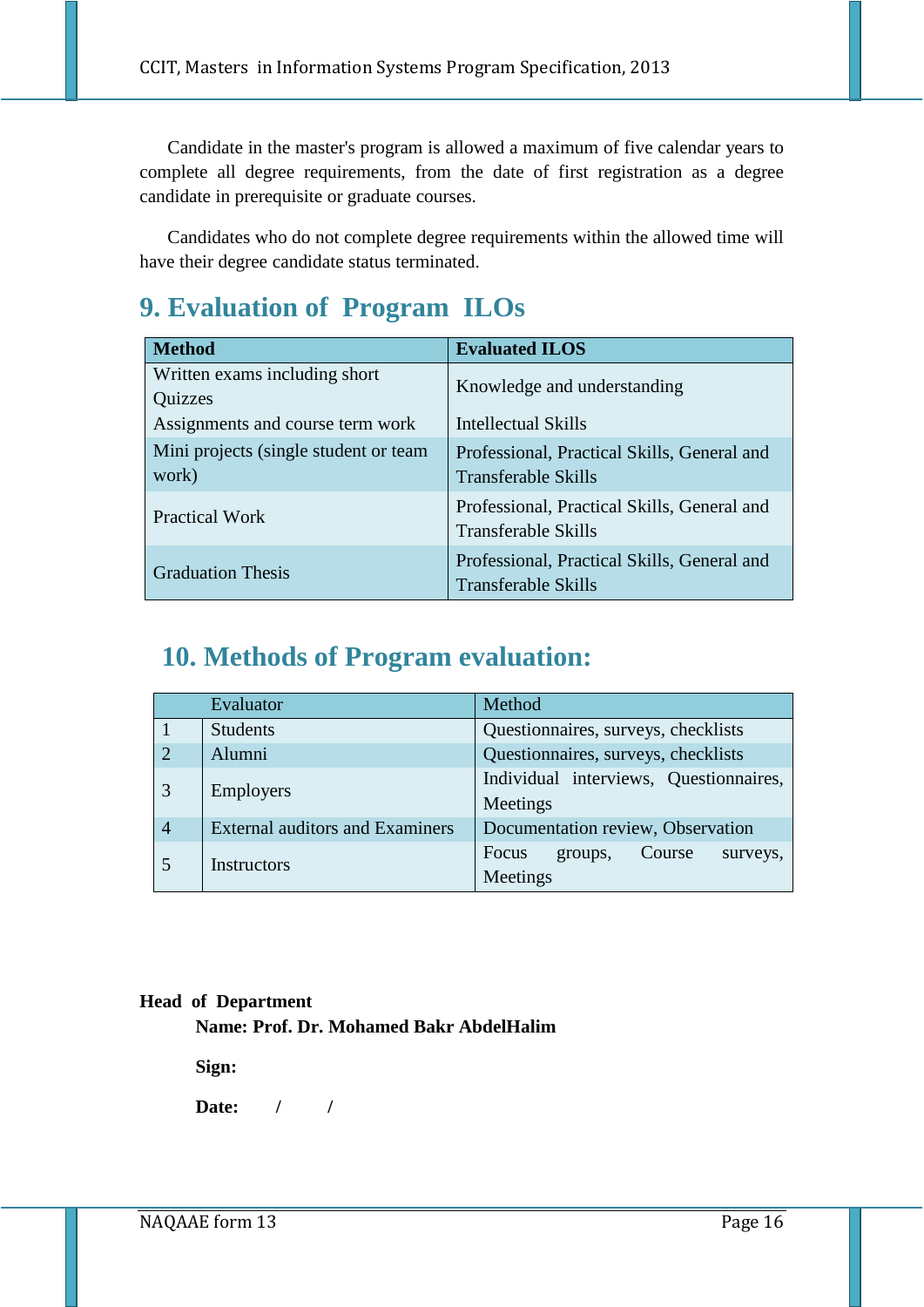Candidate in the master's program is allowed a maximum of five calendar years to complete all degree requirements, from the date of first registration as a degree candidate in prerequisite or graduate courses.

Candidates who do not complete degree requirements within the allowed time will have their degree candidate status terminated.

## 9. Evaluation of Program ILOs

| Method | Evaluated ILOS |
|---|---|
| Written exams including short Quizzes | Knowledge and understanding |
| Assignments and course term work | Intellectual Skills |
| Mini projects (single student or team work) | Professional, Practical Skills, General and Transferable Skills |
| Practical Work | Professional, Practical Skills, General and Transferable Skills |
| Graduation Thesis | Professional, Practical Skills, General and Transferable Skills |

## 10. Methods of Program evaluation:

| | Evaluator | Method |
|---|---|---|
| 1 | Students | Questionnaires, surveys, checklists |
| 2 | Alumni | Questionnaires, surveys, checklists |
| 3 | Employers | Individual interviews, Questionnaires, Meetings |
| 4 | External auditors and Examiners | Documentation review, Observation |
| 5 | Instructors | Focus groups, Course surveys, Meetings |

**Head of Department**

**Name: Prof. Dr. Mohamed Bakr AbdelHalim**

**Sign:**

**Date:** / /